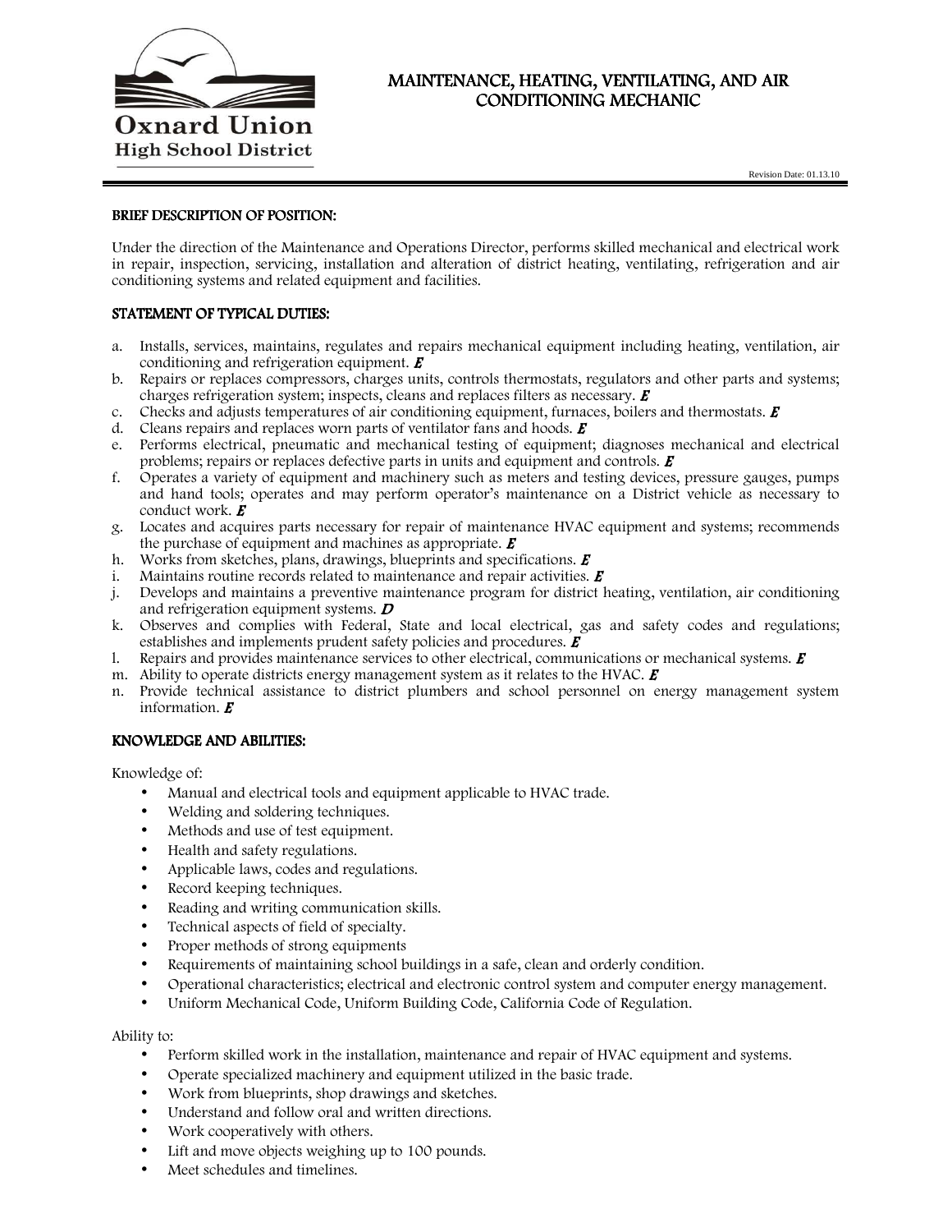Oxnard Union High School District

# MAINTENANCE, HEATING, VENTILATING, AND AIR CONDITIONING MECHANIC

Revision Date: 01.13.10

## BRIEF DESCRIPTION OF POSITION:

Under the direction of the Maintenance and Operations Director, performs skilled mechanical and electrical work in repair, inspection, servicing, installation and alteration of district heating, ventilating, refrigeration and air conditioning systems and related equipment and facilities.

## STATEMENT OF TYPICAL DUTIES:

a. Installs, services, maintains, regulates and repairs mechanical equipment including heating, ventilation, air conditioning and refrigeration equipment. ***E***
b. Repairs or replaces compressors, charges units, controls thermostats, regulators and other parts and systems; charges refrigeration system; inspects, cleans and replaces filters as necessary. ***E***
c. Checks and adjusts temperatures of air conditioning equipment, furnaces, boilers and thermostats. ***E***
d. Cleans repairs and replaces worn parts of ventilator fans and hoods. ***E***
e. Performs electrical, pneumatic and mechanical testing of equipment; diagnoses mechanical and electrical problems; repairs or replaces defective parts in units and equipment and controls. ***E***
f. Operates a variety of equipment and machinery such as meters and testing devices, pressure gauges, pumps and hand tools; operates and may perform operator's maintenance on a District vehicle as necessary to conduct work. ***E***
g. Locates and acquires parts necessary for repair of maintenance HVAC equipment and systems; recommends the purchase of equipment and machines as appropriate. ***E***
h. Works from sketches, plans, drawings, blueprints and specifications. ***E***
i. Maintains routine records related to maintenance and repair activities. ***E***
j. Develops and maintains a preventive maintenance program for district heating, ventilation, air conditioning and refrigeration equipment systems. ***D***
k. Observes and complies with Federal, State and local electrical, gas and safety codes and regulations; establishes and implements prudent safety policies and procedures. ***E***
l. Repairs and provides maintenance services to other electrical, communications or mechanical systems. ***E***
m. Ability to operate districts energy management system as it relates to the HVAC. ***E***
n. Provide technical assistance to district plumbers and school personnel on energy management system information. ***E***

## KNOWLEDGE AND ABILITIES:

Knowledge of:

- Manual and electrical tools and equipment applicable to HVAC trade.
- Welding and soldering techniques.
- Methods and use of test equipment.
- Health and safety regulations.
- Applicable laws, codes and regulations.
- Record keeping techniques.
- Reading and writing communication skills.
- Technical aspects of field of specialty.
- Proper methods of strong equipments
- Requirements of maintaining school buildings in a safe, clean and orderly condition.
- Operational characteristics; electrical and electronic control system and computer energy management.
- Uniform Mechanical Code, Uniform Building Code, California Code of Regulation.

Ability to:

- Perform skilled work in the installation, maintenance and repair of HVAC equipment and systems.
- Operate specialized machinery and equipment utilized in the basic trade.
- Work from blueprints, shop drawings and sketches.
- Understand and follow oral and written directions.
- Work cooperatively with others.
- Lift and move objects weighing up to 100 pounds.
- Meet schedules and timelines.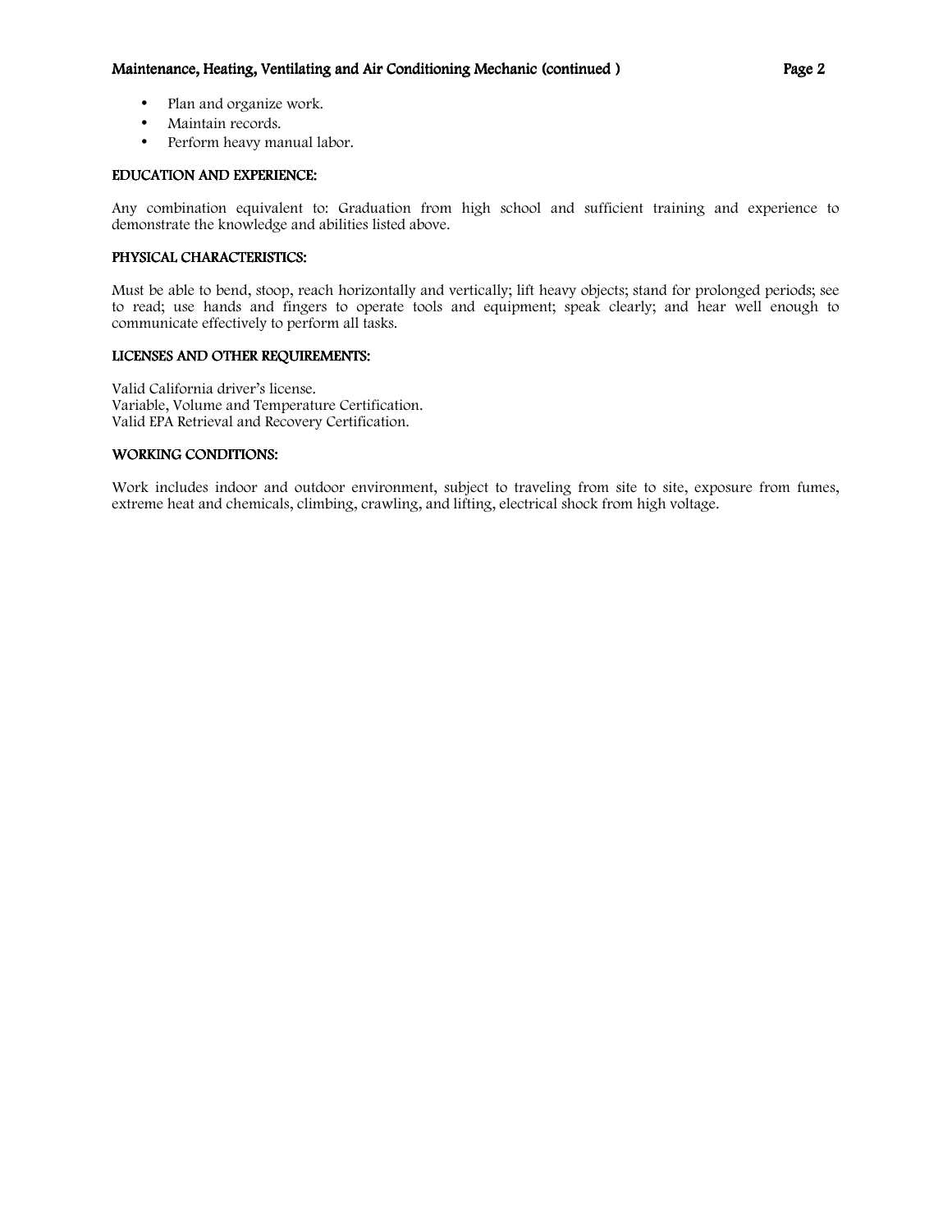- Plan and organize work.
- Maintain records.
- Perform heavy manual labor.

**EDUCATION AND EXPERIENCE:**

Any combination equivalent to: Graduation from high school and sufficient training and experience to demonstrate the knowledge and abilities listed above.

**PHYSICAL CHARACTERISTICS:**

Must be able to bend, stoop, reach horizontally and vertically; lift heavy objects; stand for prolonged periods; see to read; use hands and fingers to operate tools and equipment; speak clearly; and hear well enough to communicate effectively to perform all tasks.

**LICENSES AND OTHER REQUIREMENTS:**

Valid California driver's license.
Variable, Volume and Temperature Certification.
Valid EPA Retrieval and Recovery Certification.

**WORKING CONDITIONS:**

Work includes indoor and outdoor environment, subject to traveling from site to site, exposure from fumes, extreme heat and chemicals, climbing, crawling, and lifting, electrical shock from high voltage.